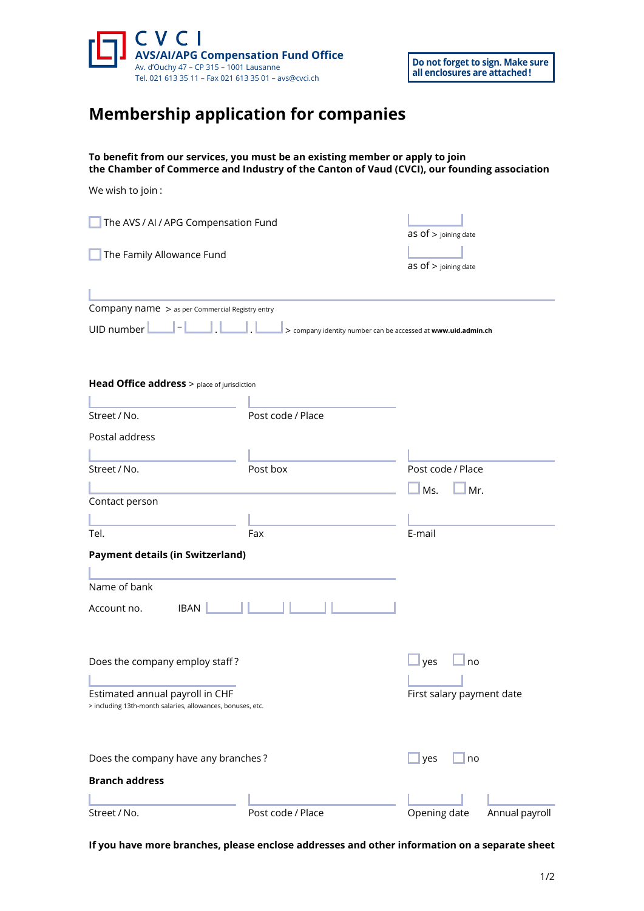CVCI

**AVS/AI/APG Compensation Fund Office**

Av. d'Ouchy 47 – CP 315 – 1001 Lausanne
Tel. 021 613 35 11 – Fax 021 613 35 01 – avs@cvci.ch

**Do not forget to sign. Make sure all enclosures are attached!**

# Membership application for companies

**To benefit from our services, you must be an existing member or apply to join the Chamber of Commerce and Industry of the Canton of Vaud (CVCI), our founding association**

We wish to join :

☐ The AVS / AI / APG Compensation Fund — as of > joining date

☐ The Family Allowance Fund — as of > joining date

Company name > as per Commercial Registry entry

UID number ____ - ____ . ____ . ____ > company identity number can be accessed at **www.uid.admin.ch**

**Head Office address** > place of jurisdiction

Street / No. | Post code / Place

Postal address

Street / No. | Post box | Post code / Place

Contact person | ☐ Ms. ☐ Mr.

Tel. | Fax | E-mail

**Payment details (in Switzerland)**

Name of bank

Account no. IBAN ____ ____ ____ ____

Does the company employ staff ? ☐ yes ☐ no

Estimated annual payroll in CHF
> including 13th-month salaries, allowances, bonuses, etc.

First salary payment date

Does the company have any branches ? ☐ yes ☐ no

**Branch address**

Street / No. | Post code / Place | Opening date | Annual payroll

**If you have more branches, please enclose addresses and other information on a separate sheet**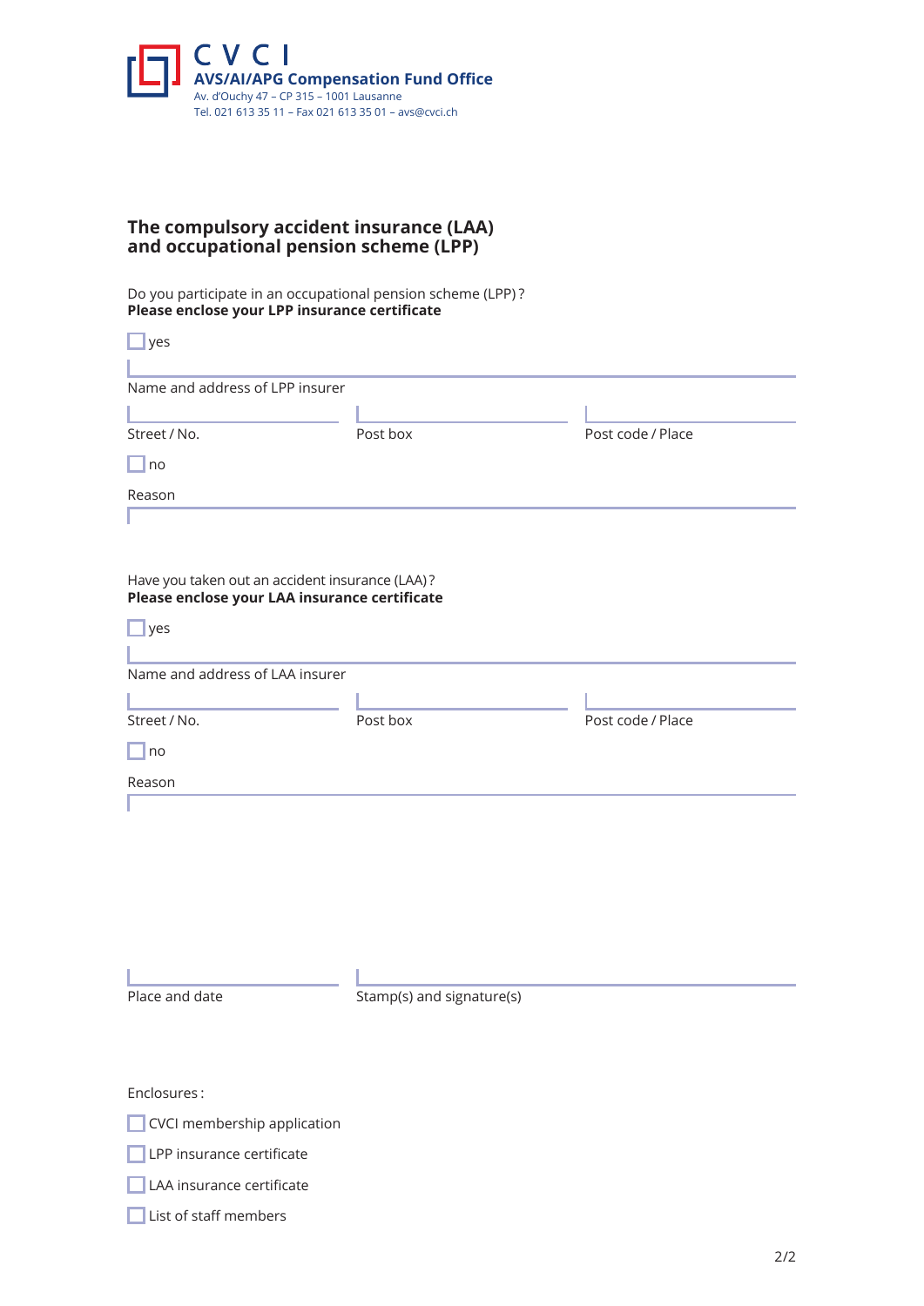**C V C I**
**AVS/AI/APG Compensation Fund Office**
Av. d'Ouchy 47 – CP 315 – 1001 Lausanne
Tel. 021 613 35 11 – Fax 021 613 35 01 – avs@cvci.ch

## The compulsory accident insurance (LAA) and occupational pension scheme (LPP)

Do you participate in an occupational pension scheme (LPP) ?
**Please enclose your LPP insurance certificate**

☐ yes

Name and address of LPP insurer

Street / No. Post box Post code / Place

☐ no

Reason

Have you taken out an accident insurance (LAA) ?
**Please enclose your LAA insurance certificate**

☐ yes

Name and address of LAA insurer

Street / No. Post box Post code / Place

☐ no

Reason

Place and date Stamp(s) and signature(s)

Enclosures :

☐ CVCI membership application

☐ LPP insurance certificate

☐ LAA insurance certificate

☐ List of staff members